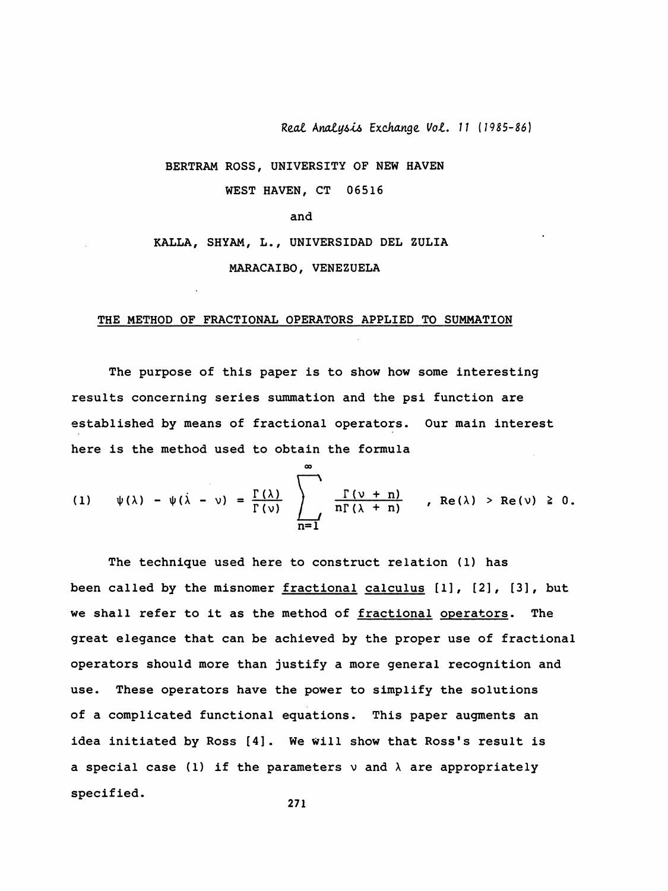BERTRAM ROSS, UNIVERSITY OF NEW HAVEN

WEST HAVEN, CT 06516

and

KALLA, SHYAM, L., UNIVERSIDAD DEL ZULIA

MARACAIBO, VENEZUELA

# THE METHOD OF FRACTIONAL OPERATORS APPLIED TO SUMMATION

The purpose of this paper is to show how some interesting results concerning series summation and the psi function are established by means of fractional operators. Our main interest here is the method used to obtain the formula

$$\text{(1)} \qquad \psi(\lambda) - \psi(\lambda - \nu) = \frac{\Gamma(\lambda)}{\Gamma(\nu)} \sum_{n=1}^{\infty} \frac{\Gamma(\nu + n)}{n\Gamma(\lambda + n)} \quad , \ \mathrm{Re}(\lambda) > \mathrm{Re}(\nu) \geq 0.$$

The technique used here to construct relation (1) has been called by the misnomer <u>fractional calculus</u> [1], [2], [3], but we shall refer to it as the method of <u>fractional operators</u>. The great elegance that can be achieved by the proper use of fractional operators should more than justify a more general recognition and use. These operators have the power to simplify the solutions of a complicated functional equations. This paper augments an idea initiated by Ross [4]. We will show that Ross's result is a special case (1) if the parameters $\nu$ and $\lambda$ are appropriately specified.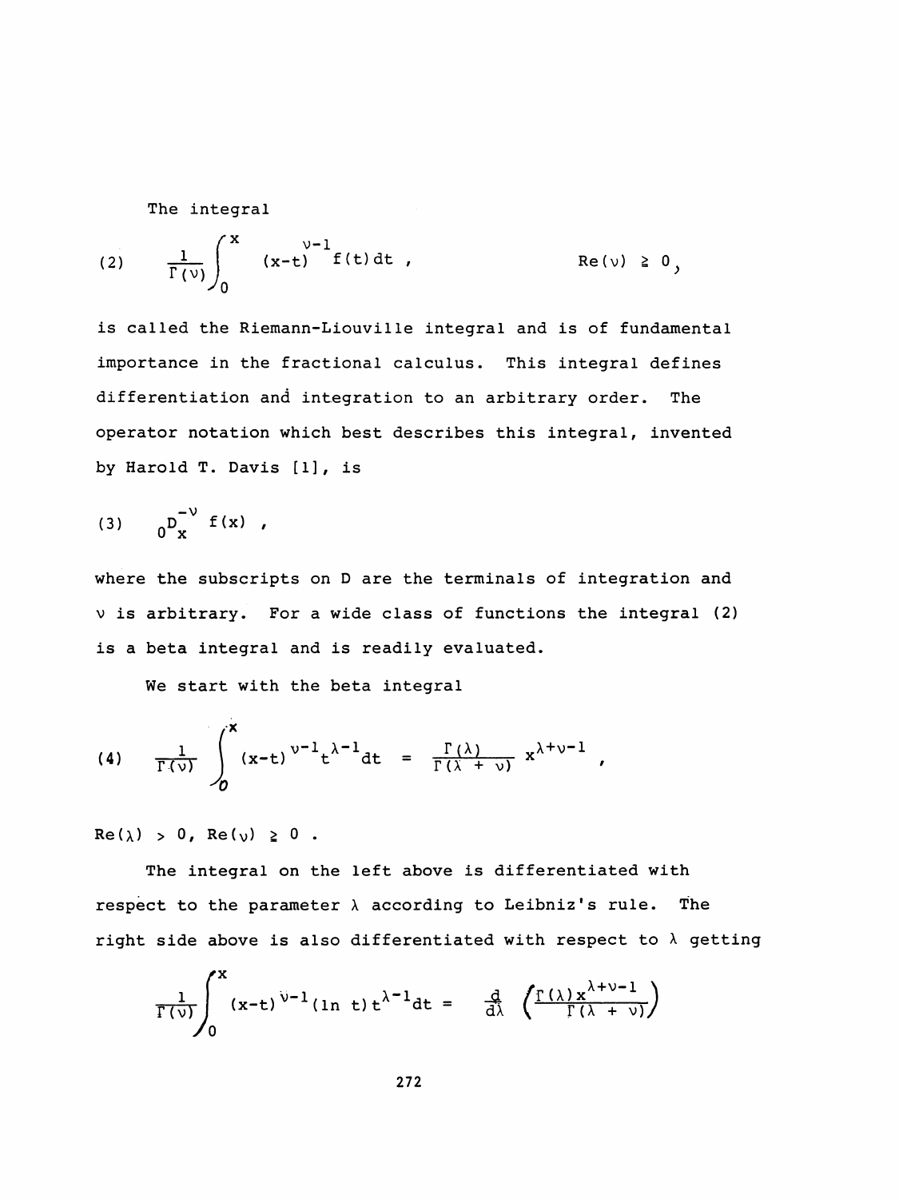The integral

$$(2) \qquad \frac{1}{\Gamma(\nu)} \int_0^x (x-t)^{\nu-1} f(t)\,dt \,, \qquad\qquad \text{Re}(\nu) \geq 0,$$

is called the Riemann-Liouville integral and is of fundamental importance in the fractional calculus. This integral defines differentiation and integration to an arbitrary order. The operator notation which best describes this integral, invented by Harold T. Davis [1], is

$$(3) \qquad {}_0D_x^{-\nu} f(x) \,,$$

where the subscripts on D are the terminals of integration and $\nu$ is arbitrary. For a wide class of functions the integral (2) is a beta integral and is readily evaluated.

We start with the beta integral

$$(4) \qquad \frac{1}{\Gamma(\nu)} \int_0^x (x-t)^{\nu-1} t^{\lambda-1} dt \;=\; \frac{\Gamma(\lambda)}{\Gamma(\lambda+\nu)} \, x^{\lambda+\nu-1} \,,$$

$\text{Re}(\lambda) > 0$, $\text{Re}(\nu) \geq 0$ .

The integral on the left above is differentiated with respect to the parameter $\lambda$ according to Leibniz's rule. The right side above is also differentiated with respect to $\lambda$ getting

$$\frac{1}{\Gamma(\nu)} \int_0^x (x-t)^{\nu-1} (\ln t) t^{\lambda-1} dt \;=\; \frac{d}{d\lambda} \left( \frac{\Gamma(\lambda) x^{\lambda+\nu-1}}{\Gamma(\lambda+\nu)} \right)$$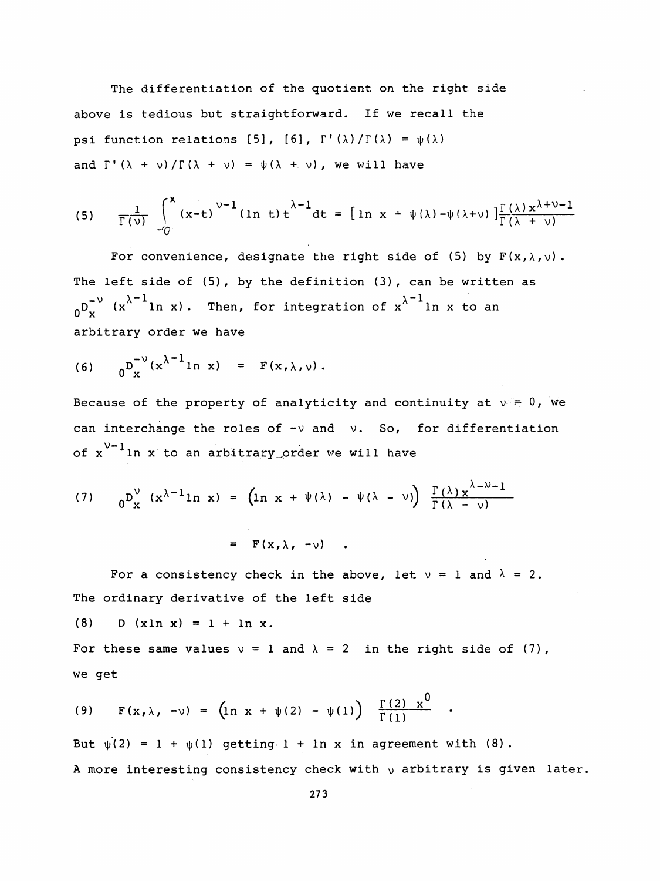The differentiation of the quotient on the right side above is tedious but straightforward. If we recall the psi function relations [5], [6], $\Gamma'(\lambda)/\Gamma(\lambda) = \psi(\lambda)$ and $\Gamma'(\lambda + \nu)/\Gamma(\lambda + \nu) = \psi(\lambda + \nu)$, we will have

$$(5) \quad \frac{1}{\Gamma(\nu)} \int_{0}^{x} (x-t)^{\nu-1}(\ln t)t^{\lambda-1}dt = [\ln x + \psi(\lambda) - \psi(\lambda+\nu)]\frac{\Gamma(\lambda)x^{\lambda+\nu-1}}{\Gamma(\lambda + \nu)}$$

For convenience, designate the right side of (5) by $F(x,\lambda,\nu)$. The left side of (5), by the definition (3), can be written as ${}_0D_x^{-\nu}(x^{\lambda-1}\ln x)$. Then, for integration of $x^{\lambda-1}\ln x$ to an arbitrary order we have

$$(6) \quad {}_0D_x^{-\nu}(x^{\lambda-1}\ln x) = F(x,\lambda,\nu).$$

Because of the property of analyticity and continuity at $\nu = 0$, we can interchange the roles of $-\nu$ and $\nu$. So, for differentiation of $x^{\nu-1}\ln x$ to an arbitrary order we will have

$$(7) \quad {}_0D_x^{\nu}(x^{\lambda-1}\ln x) = \left(\ln x + \psi(\lambda) - \psi(\lambda - \nu)\right) \frac{\Gamma(\lambda)x^{\lambda-\nu-1}}{\Gamma(\lambda - \nu)}$$

$$= F(x,\lambda, -\nu) \quad .$$

For a consistency check in the above, let $\nu = 1$ and $\lambda = 2$. The ordinary derivative of the left side

$$(8) \quad D(x\ln x) = 1 + \ln x.$$

For these same values $\nu = 1$ and $\lambda = 2$ in the right side of (7), we get

$$(9) \quad F(x,\lambda, -\nu) = \left(\ln x + \psi(2) - \psi(1)\right) \frac{\Gamma(2)\ x^0}{\Gamma(1)} \quad .$$

But $\psi(2) = 1 + \psi(1)$ getting $1 + \ln x$ in agreement with (8). A more interesting consistency check with $\nu$ arbitrary is given later.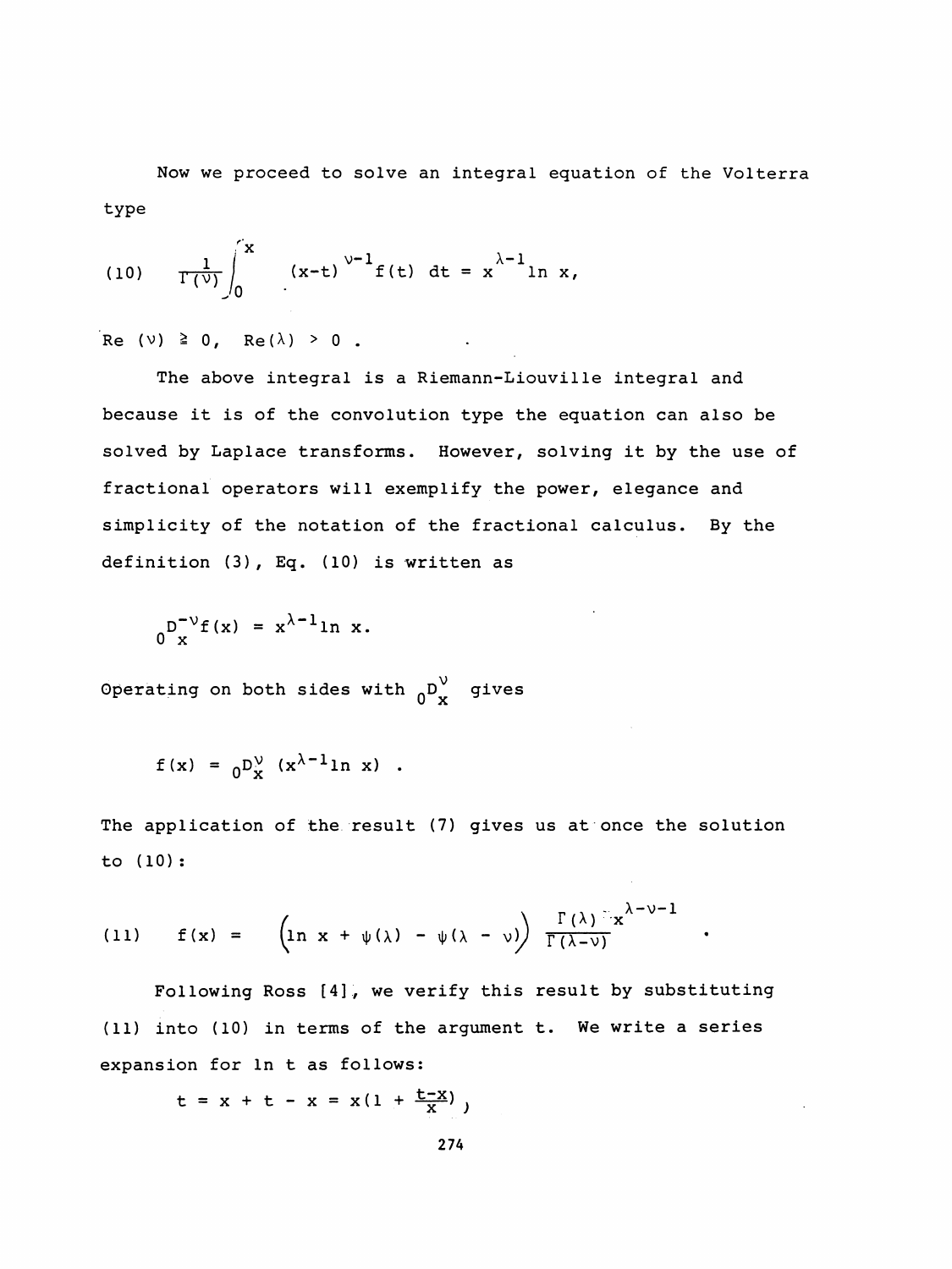Now we proceed to solve an integral equation of the Volterra type

$$(10) \qquad \frac{1}{\Gamma(\nu)}\int_0^x (x-t)^{\nu-1} f(t)\, dt = x^{\lambda-1} \ln x,$$

$\mathrm{Re}\,(\nu) \geqq 0,\ \ \mathrm{Re}(\lambda) > 0$ .

The above integral is a Riemann-Liouville integral and because it is of the convolution type the equation can also be solved by Laplace transforms. However, solving it by the use of fractional operators will exemplify the power, elegance and simplicity of the notation of the fractional calculus. By the definition (3), Eq. (10) is written as

$${}_0D_x^{-\nu} f(x) = x^{\lambda-1} \ln x.$$

Operating on both sides with ${}_0D_x^{\nu}$ gives

$$f(x) = {}_0D_x^{\nu}\,(x^{\lambda-1} \ln x) \ .$$

The application of the result (7) gives us at once the solution to (10):

$$(11) \qquad f(x) = \Big(\ln x + \psi(\lambda) - \psi(\lambda - \nu)\Big) \frac{\Gamma(\lambda)\, x^{\lambda-\nu-1}}{\Gamma(\lambda-\nu)} \ .$$

Following Ross [4], we verify this result by substituting (11) into (10) in terms of the argument t. We write a series expansion for ln t as follows:

$$t = x + t - x = x(1 + \tfrac{t-x}{x}),$$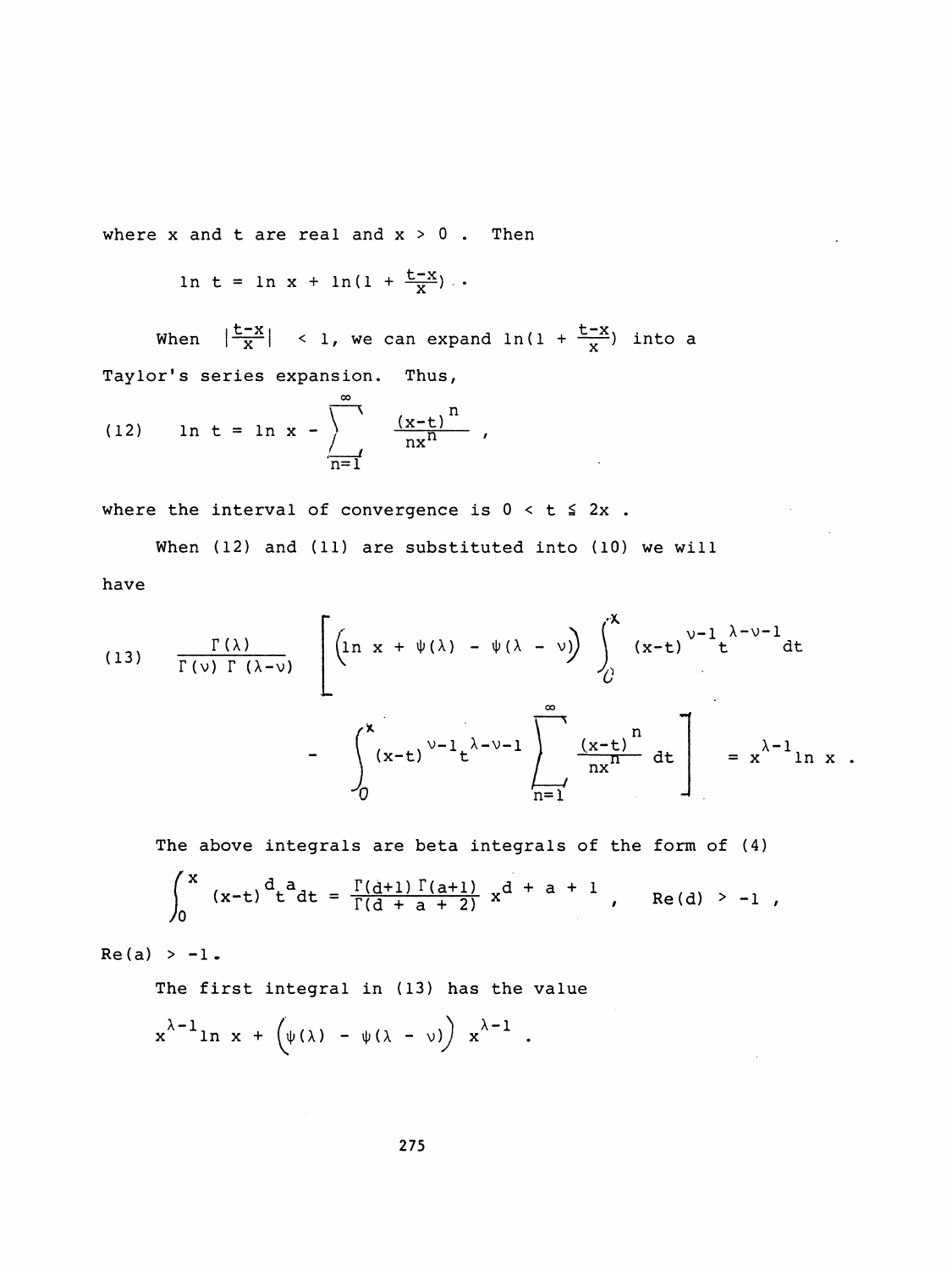where x and t are real and $x > 0$ . Then

$$\ln t = \ln x + \ln(1 + \frac{t-x}{x}) .$$

When $|\frac{t-x}{x}| < 1$, we can expand $\ln(1 + \frac{t-x}{x})$ into a Taylor's series expansion. Thus,

$$\text{(12)} \qquad \ln t = \ln x - \sum_{n=1}^{\infty} \frac{(x-t)^n}{nx^n} ,$$

where the interval of convergence is $0 < t \leqq 2x$ .

When (12) and (11) are substituted into (10) we will have

$$\text{(13)} \qquad \frac{\Gamma(\lambda)}{\Gamma(\nu)\,\Gamma(\lambda-\nu)} \left[ \Big(\ln x + \psi(\lambda) - \psi(\lambda - \nu)\Big) \int_0^x (x-t)^{\nu-1} t^{\lambda-\nu-1} dt - \int_0^x (x-t)^{\nu-1} t^{\lambda-\nu-1} \sum_{n=1}^{\infty} \frac{(x-t)^n}{nx^n} \, dt \right] = x^{\lambda-1} \ln x .$$

The above integrals are beta integrals of the form of (4)

$$\int_0^x (x-t)^d t^a dt = \frac{\Gamma(d+1)\,\Gamma(a+1)}{\Gamma(d + a + 2)} x^{d + a + 1} , \quad \mathrm{Re}(d) > -1 ,$$

$\mathrm{Re}(a) > -1$.

The first integral in (13) has the value

$$x^{\lambda-1} \ln x + \Big(\psi(\lambda) - \psi(\lambda - \nu)\Big) x^{\lambda-1} .$$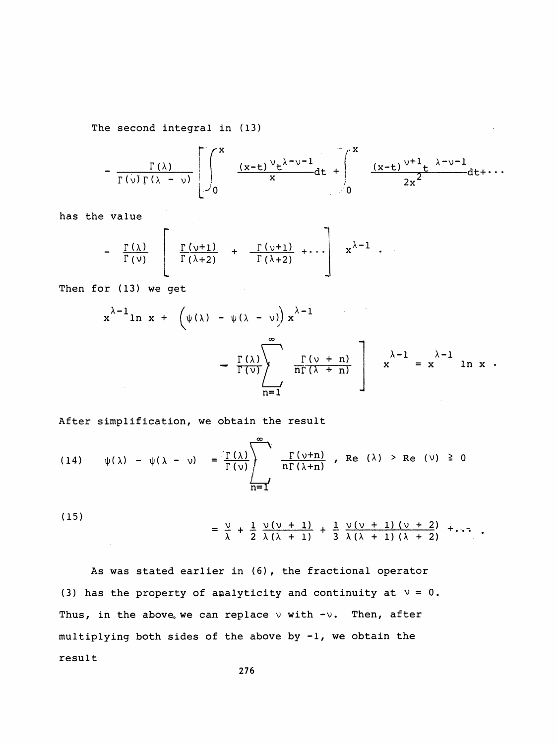The second integral in (13)

$$- \frac{\Gamma(\lambda)}{\Gamma(\nu)\Gamma(\lambda - \nu)} \left[ \int_0^x \frac{(x-t)^{\nu} t^{\lambda-\nu-1}}{x} dt + \int_0^x \frac{(x-t)^{\nu+1} t^{\lambda-\nu-1}}{2x^2} dt + \cdots \right.$$

has the value

$$- \frac{\Gamma(\lambda)}{\Gamma(\nu)} \left[ \frac{\Gamma(\nu+1)}{\Gamma(\lambda+2)} + \frac{\Gamma(\nu+1)}{\Gamma(\lambda+2)} + \cdots \right] x^{\lambda-1} .$$

Then for (13) we get

$$x^{\lambda-1} \ln x + \Big(\psi(\lambda) - \psi(\lambda - \nu)\Big) x^{\lambda-1}$$

$$- \frac{\Gamma(\lambda)}{\Gamma(\nu)} \sum_{n=1}^{\infty} \frac{\Gamma(\nu + n)}{n\Gamma(\lambda + n)} \Bigg] x^{\lambda-1} = x^{\lambda-1} \ln x .$$

After simplification, we obtain the result

$$\psi(\lambda) - \psi(\lambda - \nu) = \frac{\Gamma(\lambda)}{\Gamma(\nu)} \sum_{n=1}^{\infty} \frac{\Gamma(\nu+n)}{n\Gamma(\lambda+n)} , \quad \text{Re}(\lambda) > \text{Re}(\nu) \geq 0 \tag{14}$$

$$= \frac{\nu}{\lambda} + \frac{1}{2} \frac{\nu(\nu+1)}{\lambda(\lambda+1)} + \frac{1}{3} \frac{\nu(\nu+1)(\nu+2)}{\lambda(\lambda+1)(\lambda+2)} + \cdots . \tag{15}$$

As was stated earlier in (6), the fractional operator (3) has the property of analyticity and continuity at $\nu = 0$. Thus, in the above, we can replace $\nu$ with $-\nu$. Then, after multiplying both sides of the above by $-1$, we obtain the result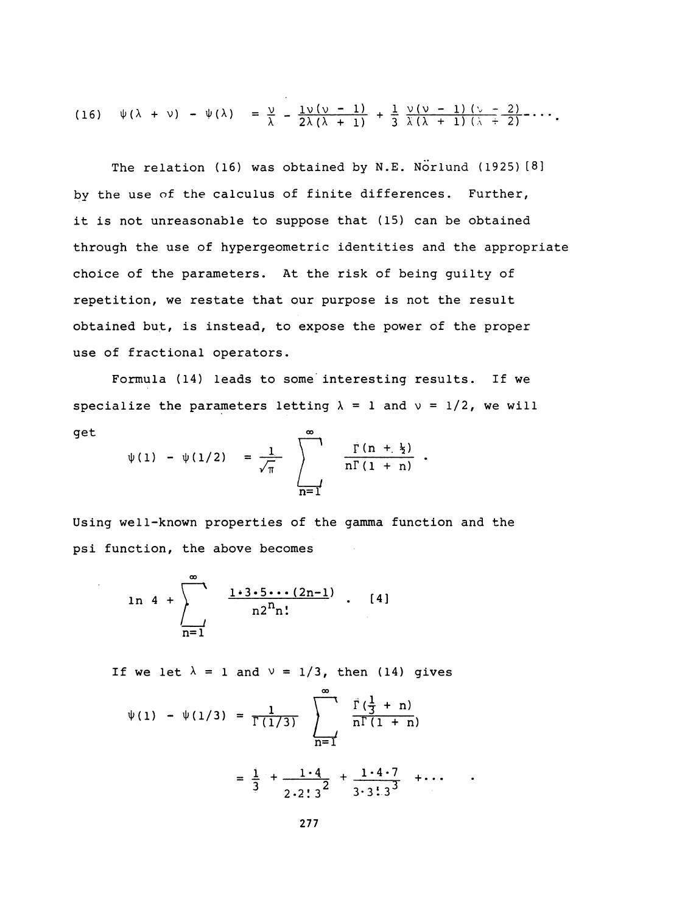$$(16) \quad \psi(\lambda + \nu) - \psi(\lambda) = \frac{\nu}{\lambda} - \frac{1\nu(\nu - 1)}{2\lambda(\lambda + 1)} + \frac{1}{3}\frac{\nu(\nu - 1)(\nu - 2)}{\lambda(\lambda + 1)(\lambda + 2)} - \cdots .$$

The relation (16) was obtained by N.E. Nörlund (1925) [8] by the use of the calculus of finite differences. Further, it is not unreasonable to suppose that (15) can be obtained through the use of hypergeometric identities and the appropriate choice of the parameters. At the risk of being guilty of repetition, we restate that our purpose is not the result obtained but, is instead, to expose the power of the proper use of fractional operators.

Formula (14) leads to some interesting results. If we specialize the parameters letting $\lambda = 1$ and $\nu = 1/2$, we will get

$$\psi(1) - \psi(1/2) = \frac{1}{\sqrt{\pi}} \sum_{n=1}^{\infty} \frac{\Gamma(n + \frac{1}{2})}{n\Gamma(1 + n)} .$$

Using well-known properties of the gamma function and the psi function, the above becomes

$$\ln 4 + \sum_{n=1}^{\infty} \frac{1 \cdot 3 \cdot 5 \cdots (2n-1)}{n 2^n n!} . \quad [4]$$

If we let $\lambda = 1$ and $\nu = 1/3$, then (14) gives

$$\psi(1) - \psi(1/3) = \frac{1}{\Gamma(1/3)} \sum_{n=1}^{\infty} \frac{\Gamma(\frac{1}{3} + n)}{n\Gamma(1 + n)}$$

$$= \frac{1}{3} + \frac{1 \cdot 4}{2 \cdot 2! \, 3^2} + \frac{1 \cdot 4 \cdot 7}{3 \cdot 3! \, 3^3} + \cdots .$$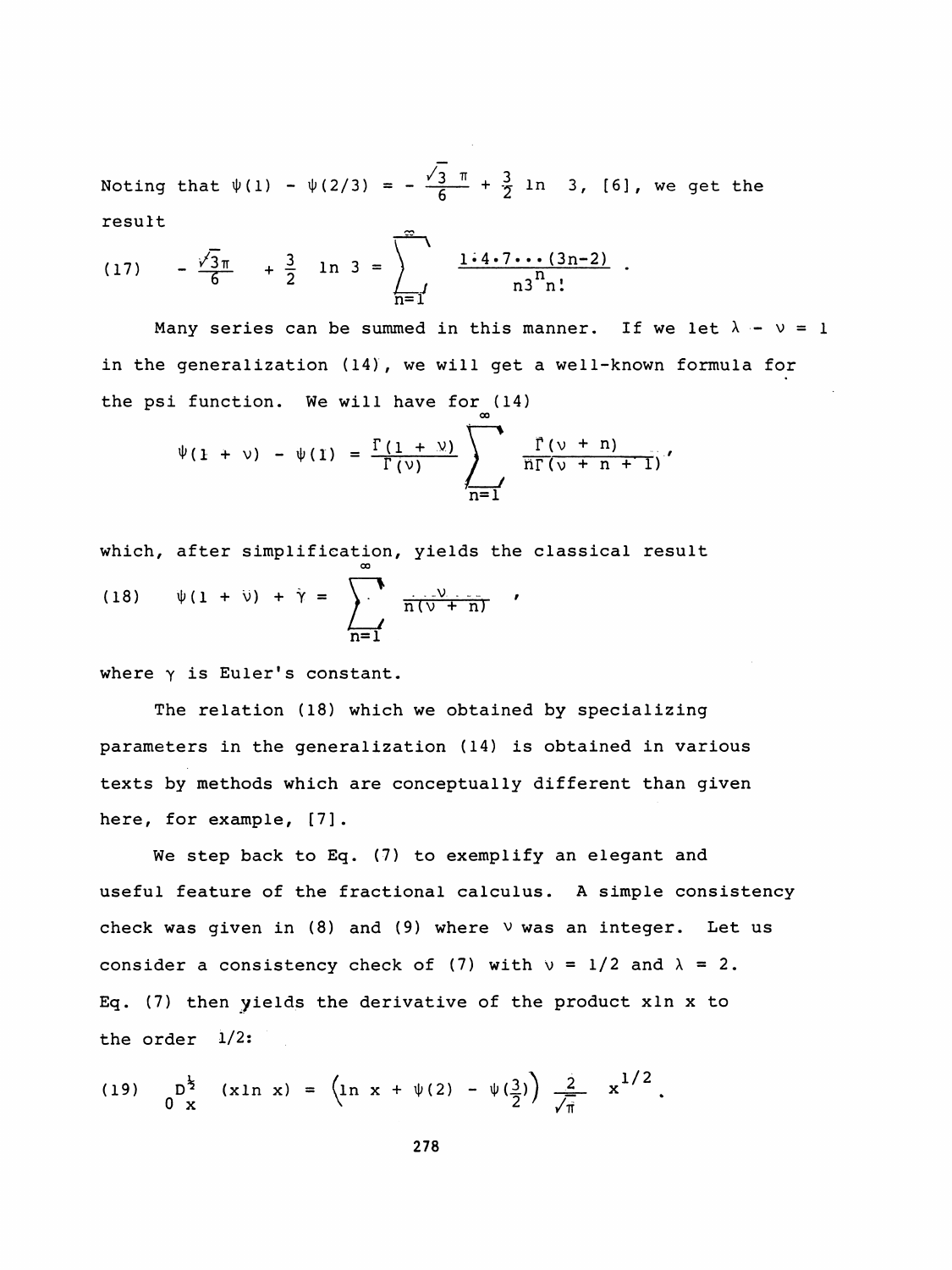Noting that $\psi(1) - \psi(2/3) = -\frac{\sqrt{3}\,\pi}{6} + \frac{3}{2}\ln\ 3$, [6], we get the result

$$(17)\qquad -\frac{\sqrt{3}\pi}{6} + \frac{3}{2}\ \ln 3 = \sum_{n=1}^{\infty} \frac{1\cdot 4\cdot 7\cdots(3n-2)}{n3^n n!}\ .$$

Many series can be summed in this manner. If we let $\lambda - \nu = 1$ in the generalization (14), we will get a well-known formula for the psi function. We will have for (14)

$$\psi(1 + \nu) - \psi(1) = \frac{\Gamma(1 + \nu)}{\Gamma(\nu)} \sum_{n=1}^{\infty} \frac{\Gamma(\nu + n)}{n\Gamma(\nu + n + 1)},$$

which, after simplification, yields the classical result

$$(18)\qquad \psi(1 + \nu) + \gamma = \sum_{n=1}^{\infty} \frac{\nu}{n(\nu + n)}\ ,$$

where $\gamma$ is Euler's constant.

The relation (18) which we obtained by specializing parameters in the generalization (14) is obtained in various texts by methods which are conceptually different than given here, for example, [7].

We step back to Eq. (7) to exemplify an elegant and useful feature of the fractional calculus. A simple consistency check was given in (8) and (9) where $\nu$ was an integer. Let us consider a consistency check of (7) with $\nu = 1/2$ and $\lambda = 2$. Eq. (7) then yields the derivative of the product $x\ln x$ to the order $1/2$:

$$(19)\qquad {}_0D_x^{\frac{1}{2}}\ (x\ln\ x) = \left(\ln\ x + \psi(2) - \psi(\tfrac{3}{2})\right)\frac{2}{\sqrt{\pi}}\ x^{1/2}\ .$$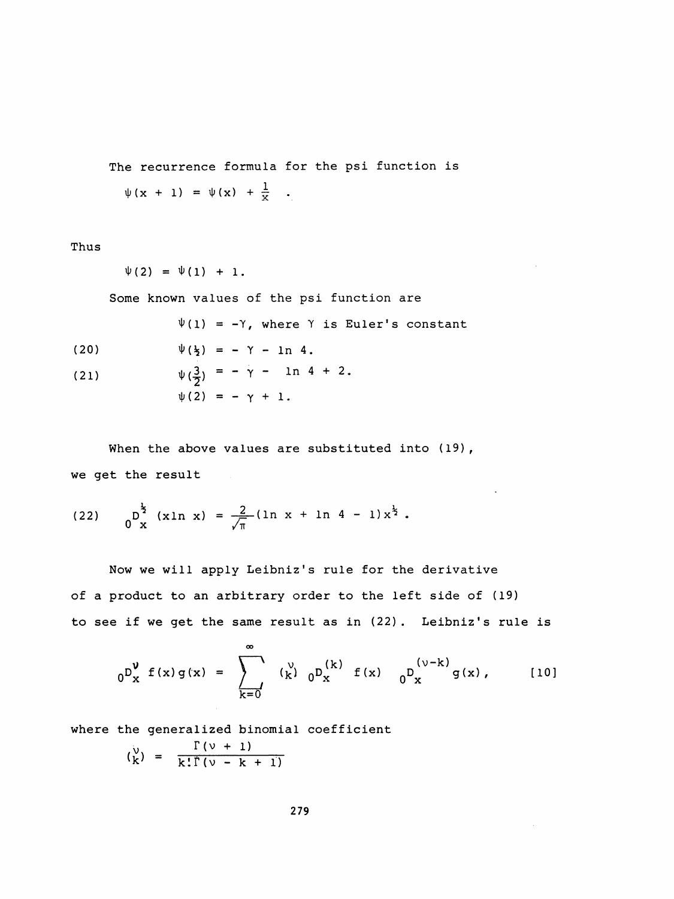The recurrence formula for the psi function is

$$\psi(x + 1) = \psi(x) + \frac{1}{x} \quad .$$

Thus

$$\psi(2) = \psi(1) + 1.$$

Some known values of the psi function are

$$\psi(1) = -\gamma, \text{ where } \gamma \text{ is Euler's constant}$$

$$(20) \qquad \psi(\tfrac{1}{2}) = -\gamma - \ln 4.$$

$$(21) \qquad \psi(\tfrac{3}{2}) = -\gamma - \ln 4 + 2.$$

$$\psi(2) = -\gamma + 1.$$

When the above values are substituted into (19), we get the result

$$(22) \qquad {}_0D_x^{\frac{1}{2}} (x \ln x) = \frac{2}{\sqrt{\pi}} (\ln x + \ln 4 - 1) x^{\frac{1}{2}} .$$

Now we will apply Leibniz's rule for the derivative of a product to an arbitrary order to the left side of (19) to see if we get the same result as in (22). Leibniz's rule is

$${}_0D_x^{\nu} f(x) g(x) = \sum_{k=0}^{\infty} \binom{\nu}{k} \, {}_0D_x^{(k)} f(x) \quad {}_0D_x^{(\nu-k)} g(x), \qquad [10]$$

where the generalized binomial coefficient

$$\binom{\nu}{k} = \frac{\Gamma(\nu + 1)}{k! \Gamma(\nu - k + 1)}$$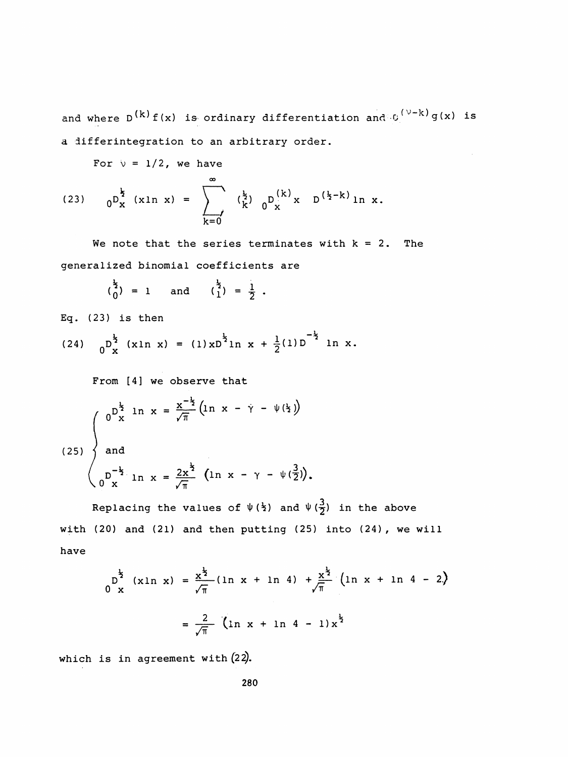and where $D^{(k)} f(x)$ is ordinary differentiation and $D^{(\nu-k)} g(x)$ is a differintegration to an arbitrary order.

For $\nu = 1/2$, we have

$$(23) \qquad {}_0D_x^{\frac{1}{2}} (x \ln x) = \sum_{k=0}^{\infty} \binom{\frac{1}{2}}{k} {}_0D_x^{(k)} x \;\; D^{(\frac{1}{2}-k)} \ln x.$$

We note that the series terminates with $k = 2$. The generalized binomial coefficients are

$$\binom{\frac{1}{2}}{0} = 1 \quad \text{and} \quad \binom{\frac{1}{2}}{1} = \frac{1}{2}\,.$$

Eq. (23) is then

$$(24) \qquad {}_0D_x^{\frac{1}{2}} (x \ln x) = (1) x D^{\frac{1}{2}} \ln x + \frac{1}{2}(1) D^{-\frac{1}{2}} \ln x.$$

From [4] we observe that

$$(25) \quad \begin{cases} {}_0D_x^{\frac{1}{2}} \ln x = \dfrac{x^{-\frac{1}{2}}}{\sqrt{\pi}} \Big(\ln x - \gamma - \psi(\tfrac{1}{2})\Big) \\[1em] \text{and} \\[1em] {}_0D_x^{-\frac{1}{2}} \ln x = \dfrac{2x^{\frac{1}{2}}}{\sqrt{\pi}} \Big(\ln x - \gamma - \psi(\tfrac{3}{2})\Big). \end{cases}$$

Replacing the values of $\psi(\frac{1}{2})$ and $\psi(\frac{3}{2})$ in the above with (20) and (21) and then putting (25) into (24), we will have

$$\begin{aligned} {}_0D_x^{\frac{1}{2}} (x \ln x) &= \frac{x^{\frac{1}{2}}}{\sqrt{\pi}} (\ln x + \ln 4) + \frac{x^{\frac{1}{2}}}{\sqrt{\pi}} \Big(\ln x + \ln 4 - 2\Big) \\ &= \frac{2}{\sqrt{\pi}} (\ln x + \ln 4 - 1) x^{\frac{1}{2}} \end{aligned}$$

which is in agreement with (22).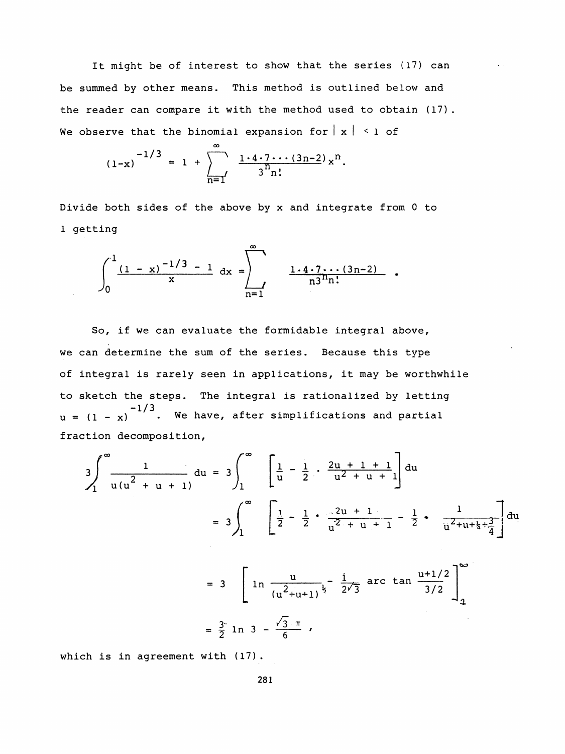It might be of interest to show that the series (17) can be summed by other means. This method is outlined below and the reader can compare it with the method used to obtain (17). We observe that the binomial expansion for $|x| < 1$ of

$$(1-x)^{-1/3} = 1 + \sum_{n=1}^{\infty} \frac{1\cdot 4\cdot 7\cdots(3n-2)}{3^n n!} x^n .$$

Divide both sides of the above by x and integrate from 0 to 1 getting

$$\int_0^1 \frac{(1-x)^{-1/3} - 1}{x}\, dx = \sum_{n=1}^{\infty} \frac{1\cdot 4\cdot 7\cdots(3n-2)}{n3^n n!} .$$

So, if we can evaluate the formidable integral above, we can determine the sum of the series. Because this type of integral is rarely seen in applications, it may be worthwhile to sketch the steps. The integral is rationalized by letting $u = (1-x)^{-1/3}$. We have, after simplifications and partial fraction decomposition,

$$3\int_1^{\infty} \frac{1}{u(u^2+u+1)}\, du = 3\int_1^{\infty} \left[\frac{1}{u} - \frac{1}{2}\cdot\frac{2u+1+1}{u^2+u+1}\right] du$$

$$= 3\int_1^{\infty} \left[\frac{1}{2} - \frac{1}{2}\cdot\frac{2u+1}{u^2+u+1} - \frac{1}{2}\cdot\frac{1}{u^2+u+\frac{1}{4}+\frac{3}{4}}\right] du$$

$$= 3\left[\ln\frac{u}{(u^2+u+1)^{\frac{1}{2}}} - \frac{1}{2\sqrt{3}}\arctan\frac{u+1/2}{3/2}\right]_1^{\infty}$$

$$= \frac{3}{2}\ln 3 - \frac{\sqrt{3}\,\pi}{6} ,$$

which is in agreement with (17).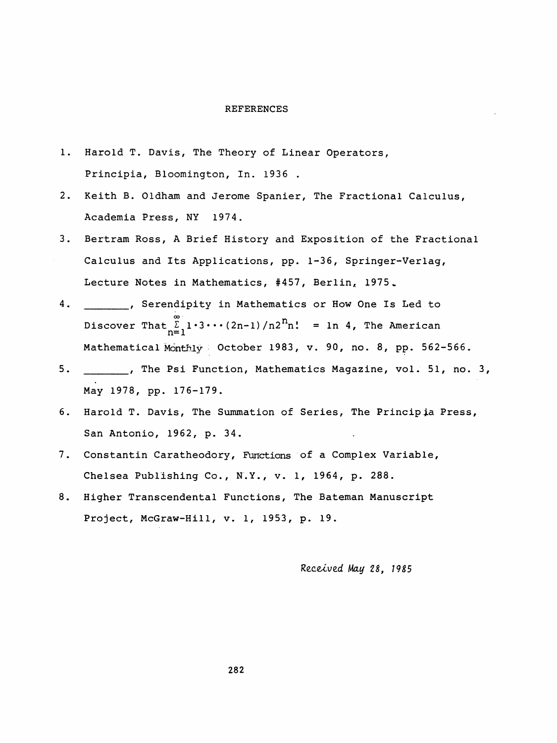## REFERENCES

1. Harold T. Davis, The Theory of Linear Operators, Principia, Bloomington, In. 1936 .
2. Keith B. Oldham and Jerome Spanier, The Fractional Calculus, Academia Press, NY 1974.
3. Bertram Ross, A Brief History and Exposition of the Fractional Calculus and Its Applications, pp. 1-36, Springer-Verlag, Lecture Notes in Mathematics, #457, Berlin, 1975.
4. _______, Serendipity in Mathematics or How One Is Led to Discover That $\sum_{n=1}^{\infty} 1\cdot 3\cdots(2n-1)/n2^n n! = \ln 4$, The American Mathematical Monthly October 1983, v. 90, no. 8, pp. 562-566.
5. _______, The Psi Function, Mathematics Magazine, vol. 51, no. 3, May 1978, pp. 176-179.
6. Harold T. Davis, The Summation of Series, The Principia Press, San Antonio, 1962, p. 34.
7. Constantin Caratheodory, Functions of a Complex Variable, Chelsea Publishing Co., N.Y., v. 1, 1964, p. 288.
8. Higher Transcendental Functions, The Bateman Manuscript Project, McGraw-Hill, v. 1, 1953, p. 19.

*Received May 28, 1985*